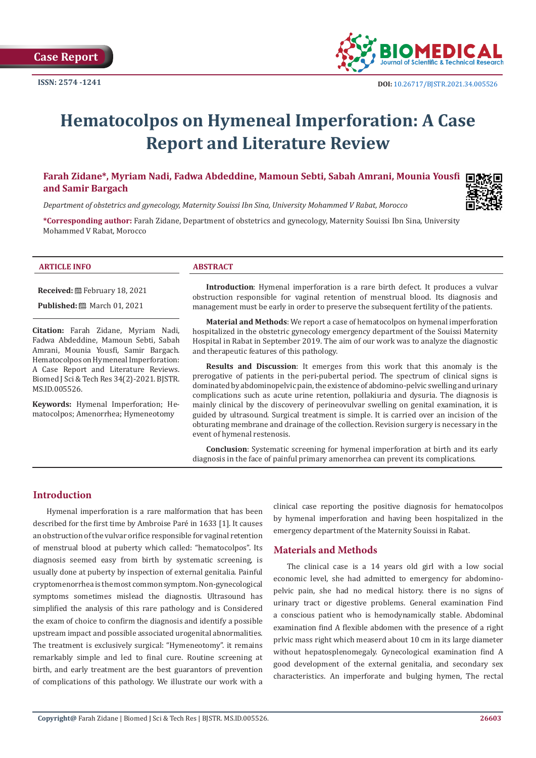Case Report

ISSN: 2574 -1241

DOI: 10.26717/BJSTR.2021.34.005526

# Hematocolpos on Hymeneal Imperforation: A Case Report and Literature Review

**Farah Zidane*, Myriam Nadi, Fadwa Abdeddine, Mamoun Sebti, Sabah Amrani, Mounia Yousfi and Samir Bargach**

*Department of obstetrics and gynecology, Maternity Souissi Ibn Sina, University Mohammed V Rabat, Morocco*

**\*Corresponding author:** Farah Zidane, Department of obstetrics and gynecology, Maternity Souissi Ibn Sina, University Mohammed V Rabat, Morocco

**ARTICLE INFO**

**Received:** February 18, 2021

**Published:** March 01, 2021

**Citation:** Farah Zidane, Myriam Nadi, Fadwa Abdeddine, Mamoun Sebti, Sabah Amrani, Mounia Yousfi, Samir Bargach. Hematocolpos on Hymeneal Imperforation: A Case Report and Literature Reviews. Biomed J Sci & Tech Res 34(2)-2021. BJSTR. MS.ID.005526.

**Keywords:** Hymenal Imperforation; Hematocolpos; Amenorrhea; Hymeneotomy

**ABSTRACT**

**Introduction**: Hymenal imperforation is a rare birth defect. It produces a vulvar obstruction responsible for vaginal retention of menstrual blood. Its diagnosis and management must be early in order to preserve the subsequent fertility of the patients.

**Material and Methods**: We report a case of hematocolpos on hymenal imperforation hospitalized in the obstetric gynecology emergency department of the Souissi Maternity Hospital in Rabat in September 2019. The aim of our work was to analyze the diagnostic and therapeutic features of this pathology.

**Results and Discussion**: It emerges from this work that this anomaly is the prerogative of patients in the peri-pubertal period. The spectrum of clinical signs is dominated by abdominopelvic pain, the existence of abdomino-pelvic swelling and urinary complications such as acute urine retention, pollakiuria and dysuria. The diagnosis is mainly clinical by the discovery of perineovulvar swelling on genital examination, it is guided by ultrasound. Surgical treatment is simple. It is carried over an incision of the obturating membrane and drainage of the collection. Revision surgery is necessary in the event of hymenal restenosis.

**Conclusion**: Systematic screening for hymenal imperforation at birth and its early diagnosis in the face of painful primary amenorrhea can prevent its complications.

## Introduction

Hymenal imperforation is a rare malformation that has been described for the first time by Ambroise Paré in 1633 [1]. It causes an obstruction of the vulvar orifice responsible for vaginal retention of menstrual blood at puberty which called: "hematocolpos". Its diagnosis seemed easy from birth by systematic screening, is usually done at puberty by inspection of external genitalia. Painful cryptomenorrhea is the most common symptom. Non-gynecological symptoms sometimes mislead the diagnostis. Ultrasound has simplified the analysis of this rare pathology and is Considered the exam of choice to confirm the diagnosis and identify a possible upstream impact and possible associated urogenital abnormalities. The treatment is exclusively surgical: "Hymeneotomy". it remains remarkably simple and led to final cure. Routine screening at birth, and early treatment are the best guarantors of prevention of complications of this pathology. We illustrate our work with a clinical case reporting the positive diagnosis for hematocolpos by hymenal imperforation and having been hospitalized in the emergency department of the Maternity Souissi in Rabat.

## Materials and Methods

The clinical case is a 14 years old girl with a low social economic level, she had admitted to emergency for abdomino-pelvic pain, she had no medical history. there is no signs of urinary tract or digestive problems. General examination Find a conscious patient who is hemodynamically stable. Abdominal examination find A flexible abdomen with the presence of a right prlvic mass right which measerd about 10 cm in its large diameter without hepatosplenomegaly. Gynecological examination find A good development of the external genitalia, and secondary sex characteristics. An imperforate and bulging hymen, The rectal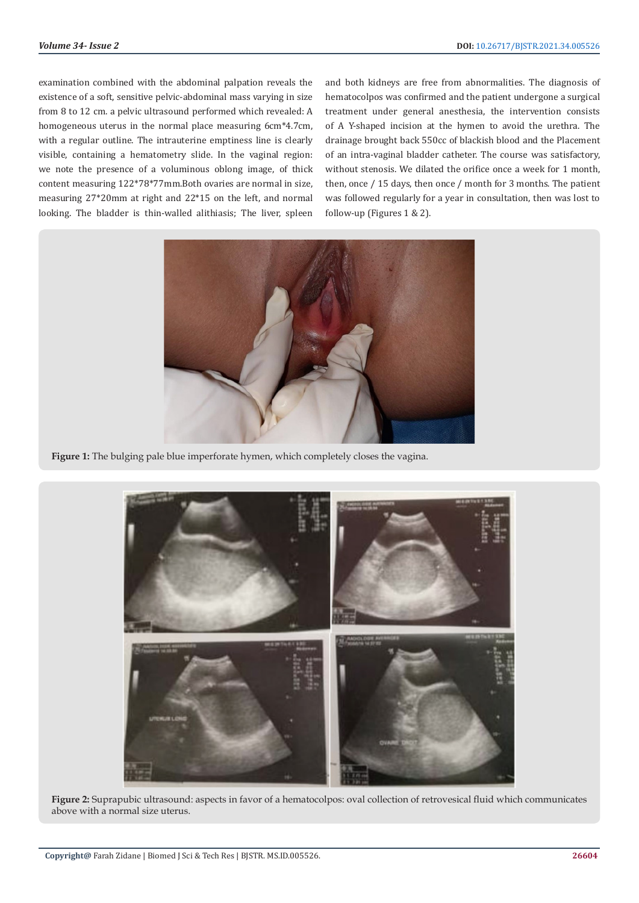examination combined with the abdominal palpation reveals the existence of a soft, sensitive pelvic-abdominal mass varying in size from 8 to 12 cm. a pelvic ultrasound performed which revealed: A homogeneous uterus in the normal place measuring 6cm*4.7cm, with a regular outline. The intrauterine emptiness line is clearly visible, containing a hematometry slide. In the vaginal region: we note the presence of a voluminous oblong image, of thick content measuring 122*78*77mm.Both ovaries are normal in size, measuring 27*20mm at right and 22*15 on the left, and normal looking. The bladder is thin-walled alithiasis; The liver, spleen and both kidneys are free from abnormalities. The diagnosis of hematocolpos was confirmed and the patient undergone a surgical treatment under general anesthesia, the intervention consists of A Y-shaped incision at the hymen to avoid the urethra. The drainage brought back 550cc of blackish blood and the Placement of an intra-vaginal bladder catheter. The course was satisfactory, without stenosis. We dilated the orifice once a week for 1 month, then, once / 15 days, then once / month for 3 months. The patient was followed regularly for a year in consultation, then was lost to follow-up (Figures 1 & 2).

**Figure 1:** The bulging pale blue imperforate hymen, which completely closes the vagina.

**Figure 2:** Suprapubic ultrasound: aspects in favor of a hematocolpos: oval collection of retrovesical fluid which communicates above with a normal size uterus.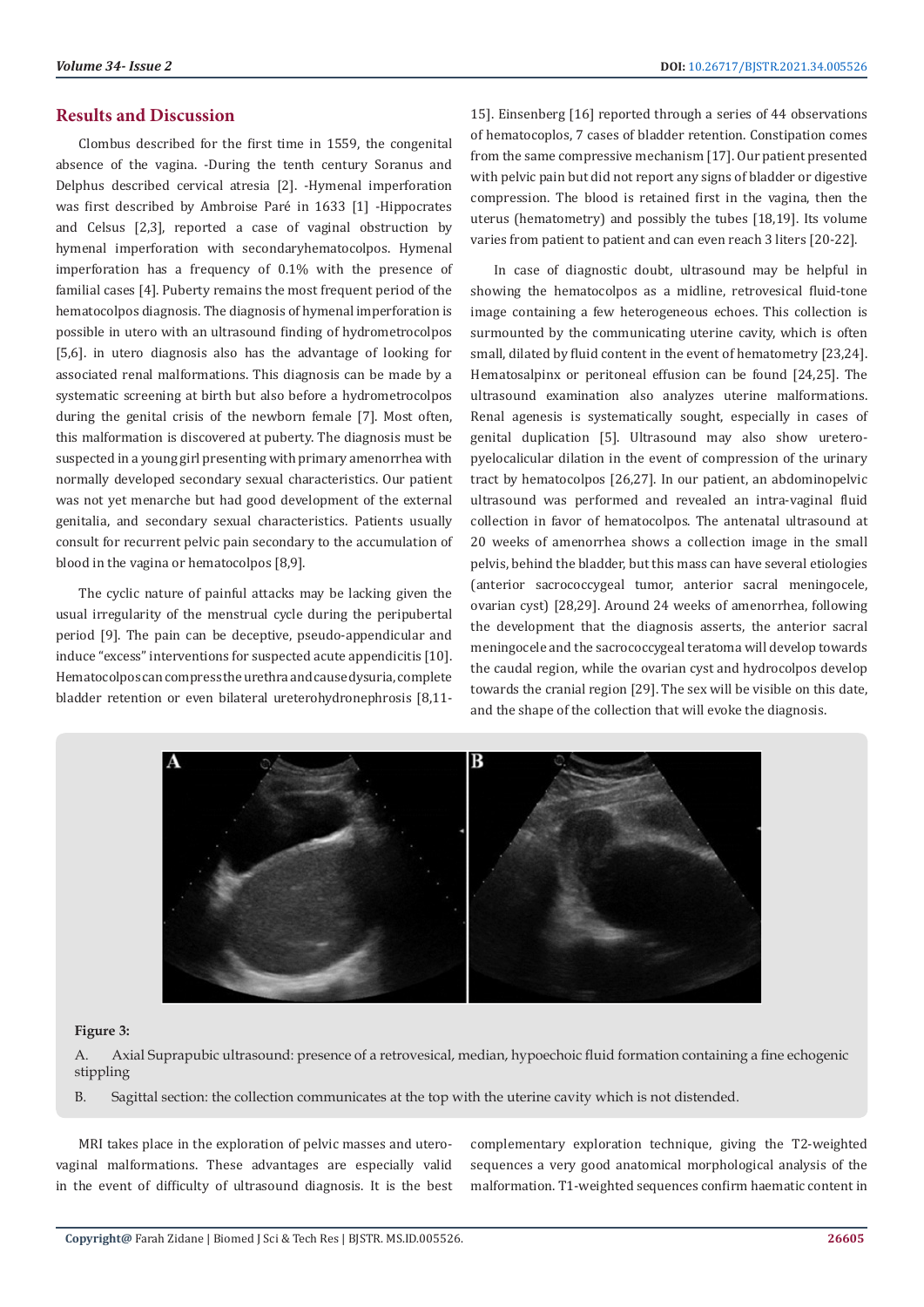## Results and Discussion

Clombus described for the first time in 1559, the congenital absence of the vagina. -During the tenth century Soranus and Delphus described cervical atresia [2]. -Hymenal imperforation was first described by Ambroise Paré in 1633 [1] -Hippocrates and Celsus [2,3], reported a case of vaginal obstruction by hymenal imperforation with secondaryhematocolpos. Hymenal imperforation has a frequency of 0.1% with the presence of familial cases [4]. Puberty remains the most frequent period of the hematocolpos diagnosis. The diagnosis of hymenal imperforation is possible in utero with an ultrasound finding of hydrometrocolpos [5,6]. in utero diagnosis also has the advantage of looking for associated renal malformations. This diagnosis can be made by a systematic screening at birth but also before a hydrometrocolpos during the genital crisis of the newborn female [7]. Most often, this malformation is discovered at puberty. The diagnosis must be suspected in a young girl presenting with primary amenorrhea with normally developed secondary sexual characteristics. Our patient was not yet menarche but had good development of the external genitalia, and secondary sexual characteristics. Patients usually consult for recurrent pelvic pain secondary to the accumulation of blood in the vagina or hematocolpos [8,9].

The cyclic nature of painful attacks may be lacking given the usual irregularity of the menstrual cycle during the peripubertal period [9]. The pain can be deceptive, pseudo-appendicular and induce "excess" interventions for suspected acute appendicitis [10]. Hematocolpos can compress the urethra and cause dysuria, complete bladder retention or even bilateral ureterohydronephrosis [8,11-15]. Einsenberg [16] reported through a series of 44 observations of hematocoplos, 7 cases of bladder retention. Constipation comes from the same compressive mechanism [17]. Our patient presented with pelvic pain but did not report any signs of bladder or digestive compression. The blood is retained first in the vagina, then the uterus (hematometry) and possibly the tubes [18,19]. Its volume varies from patient to patient and can even reach 3 liters [20-22].

In case of diagnostic doubt, ultrasound may be helpful in showing the hematocolpos as a midline, retrovesical fluid-tone image containing a few heterogeneous echoes. This collection is surmounted by the communicating uterine cavity, which is often small, dilated by fluid content in the event of hematometry [23,24]. Hematosalpinx or peritoneal effusion can be found [24,25]. The ultrasound examination also analyzes uterine malformations. Renal agenesis is systematically sought, especially in cases of genital duplication [5]. Ultrasound may also show uretero-pyelocalicular dilation in the event of compression of the urinary tract by hematocolpos [26,27]. In our patient, an abdominopelvic ultrasound was performed and revealed an intra-vaginal fluid collection in favor of hematocolpos. The antenatal ultrasound at 20 weeks of amenorrhea shows a collection image in the small pelvis, behind the bladder, but this mass can have several etiologies (anterior sacrococcygeal tumor, anterior sacral meningocele, ovarian cyst) [28,29]. Around 24 weeks of amenorrhea, following the development that the diagnosis asserts, the anterior sacral meningocele and the sacrococcygeal teratoma will develop towards the caudal region, while the ovarian cyst and hydrocolpos develop towards the cranial region [29]. The sex will be visible on this date, and the shape of the collection that will evoke the diagnosis.

**Figure 3:**

A. Axial Suprapubic ultrasound: presence of a retrovesical, median, hypoechoic fluid formation containing a fine echogenic stippling

B. Sagittal section: the collection communicates at the top with the uterine cavity which is not distended.

MRI takes place in the exploration of pelvic masses and utero-vaginal malformations. These advantages are especially valid in the event of difficulty of ultrasound diagnosis. It is the best complementary exploration technique, giving the T2-weighted sequences a very good anatomical morphological analysis of the malformation. T1-weighted sequences confirm haematic content in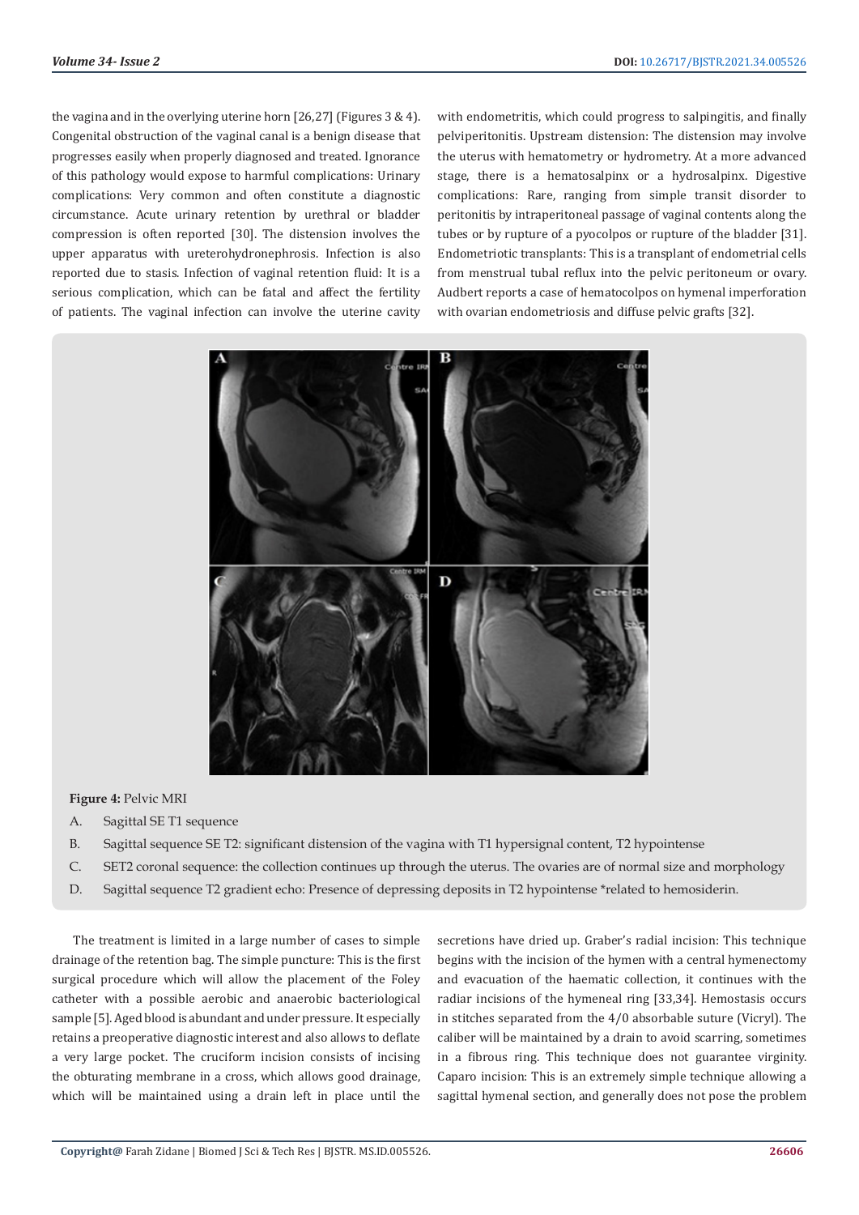the vagina and in the overlying uterine horn [26,27] (Figures 3 & 4). Congenital obstruction of the vaginal canal is a benign disease that progresses easily when properly diagnosed and treated. Ignorance of this pathology would expose to harmful complications: Urinary complications: Very common and often constitute a diagnostic circumstance. Acute urinary retention by urethral or bladder compression is often reported [30]. The distension involves the upper apparatus with ureterohydronephrosis. Infection is also reported due to stasis. Infection of vaginal retention fluid: It is a serious complication, which can be fatal and affect the fertility of patients. The vaginal infection can involve the uterine cavity with endometritis, which could progress to salpingitis, and finally pelviperitonitis. Upstream distension: The distension may involve the uterus with hematometry or hydrometry. At a more advanced stage, there is a hematosalpinx or a hydrosalpinx. Digestive complications: Rare, ranging from simple transit disorder to peritonitis by intraperitoneal passage of vaginal contents along the tubes or by rupture of a pyocolpos or rupture of the bladder [31]. Endometriotic transplants: This is a transplant of endometrial cells from menstrual tubal reflux into the pelvic peritoneum or ovary. Audbert reports a case of hematocolpos on hymenal imperforation with ovarian endometriosis and diffuse pelvic grafts [32].

**Figure 4:** Pelvic MRI

A. Sagittal SE T1 sequence
B. Sagittal sequence SE T2: significant distension of the vagina with T1 hypersignal content, T2 hypointense
C. SET2 coronal sequence: the collection continues up through the uterus. The ovaries are of normal size and morphology
D. Sagittal sequence T2 gradient echo: Presence of depressing deposits in T2 hypointense *related to hemosiderin.

The treatment is limited in a large number of cases to simple drainage of the retention bag. The simple puncture: This is the first surgical procedure which will allow the placement of the Foley catheter with a possible aerobic and anaerobic bacteriological sample [5]. Aged blood is abundant and under pressure. It especially retains a preoperative diagnostic interest and also allows to deflate a very large pocket. The cruciform incision consists of incising the obturating membrane in a cross, which allows good drainage, which will be maintained using a drain left in place until the secretions have dried up. Graber's radial incision: This technique begins with the incision of the hymen with a central hymenectomy and evacuation of the haematic collection, it continues with the radiar incisions of the hymeneal ring [33,34]. Hemostasis occurs in stitches separated from the 4/0 absorbable suture (Vicryl). The caliber will be maintained by a drain to avoid scarring, sometimes in a fibrous ring. This technique does not guarantee virginity. Caparo incision: This is an extremely simple technique allowing a sagittal hymenal section, and generally does not pose the problem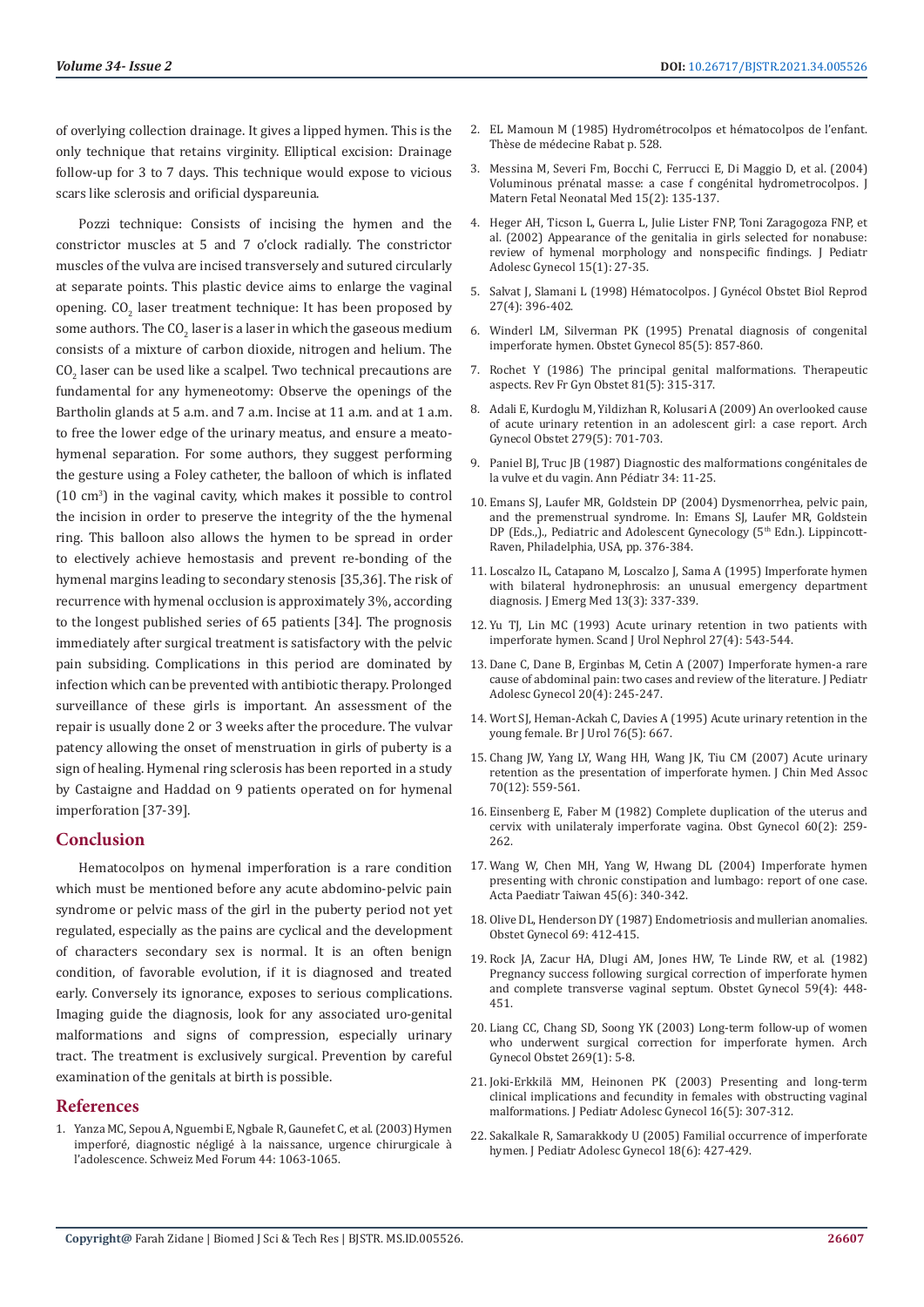of overlying collection drainage. It gives a lipped hymen. This is the only technique that retains virginity. Elliptical excision: Drainage follow-up for 3 to 7 days. This technique would expose to vicious scars like sclerosis and orificial dyspareunia.

Pozzi technique: Consists of incising the hymen and the constrictor muscles at 5 and 7 o'clock radially. The constrictor muscles of the vulva are incised transversely and sutured circularly at separate points. This plastic device aims to enlarge the vaginal opening. $CO_2$ laser treatment technique: It has been proposed by some authors. The $CO_2$ laser is a laser in which the gaseous medium consists of a mixture of carbon dioxide, nitrogen and helium. The $CO_2$ laser can be used like a scalpel. Two technical precautions are fundamental for any hymeneotomy: Observe the openings of the Bartholin glands at 5 a.m. and 7 a.m. Incise at 11 a.m. and at 1 a.m. to free the lower edge of the urinary meatus, and ensure a meato-hymenal separation. For some authors, they suggest performing the gesture using a Foley catheter, the balloon of which is inflated (10 $cm^3$) in the vaginal cavity, which makes it possible to control the incision in order to preserve the integrity of the the hymenal ring. This balloon also allows the hymen to be spread in order to electively achieve hemostasis and prevent re-bonding of the hymenal margins leading to secondary stenosis [35,36]. The risk of recurrence with hymenal occlusion is approximately 3%, according to the longest published series of 65 patients [34]. The prognosis immediately after surgical treatment is satisfactory with the pelvic pain subsiding. Complications in this period are dominated by infection which can be prevented with antibiotic therapy. Prolonged surveillance of these girls is important. An assessment of the repair is usually done 2 or 3 weeks after the procedure. The vulvar patency allowing the onset of menstruation in girls of puberty is a sign of healing. Hymenal ring sclerosis has been reported in a study by Castaigne and Haddad on 9 patients operated on for hymenal imperforation [37-39].

## Conclusion

Hematocolpos on hymenal imperforation is a rare condition which must be mentioned before any acute abdomino-pelvic pain syndrome or pelvic mass of the girl in the puberty period not yet regulated, especially as the pains are cyclical and the development of characters secondary sex is normal. It is an often benign condition, of favorable evolution, if it is diagnosed and treated early. Conversely its ignorance, exposes to serious complications. Imaging guide the diagnosis, look for any associated uro-genital malformations and signs of compression, especially urinary tract. The treatment is exclusively surgical. Prevention by careful examination of the genitals at birth is possible.

## References

1. Yanza MC, Sepou A, Nguembi E, Ngbale R, Gaunefet C, et al. (2003) Hymen imperforé, diagnostic négligé à la naissance, urgence chirurgicale à l'adolescence. Schweiz Med Forum 44: 1063-1065.
2. EL Mamoun M (1985) Hydrométrocolpos et hématocolpos de l'enfant. Thèse de médecine Rabat p. 528.
3. Messina M, Severi Fm, Bocchi C, Ferrucci E, Di Maggio D, et al. (2004) Voluminous prénatal masse: a case f congénital hydrometrocolpos. J Matern Fetal Neonatal Med 15(2): 135-137.
4. Heger AH, Ticson L, Guerra L, Julie Lister FNP, Toni Zaragogoza FNP, et al. (2002) Appearance of the genitalia in girls selected for nonabuse: review of hymenal morphology and nonspecific findings. J Pediatr Adolesc Gynecol 15(1): 27-35.
5. Salvat J, Slamani L (1998) Hématocolpos. J Gynécol Obstet Biol Reprod 27(4): 396-402.
6. Winderl LM, Silverman PK (1995) Prenatal diagnosis of congenital imperforate hymen. Obstet Gynecol 85(5): 857-860.
7. Rochet Y (1986) The principal genital malformations. Therapeutic aspects. Rev Fr Gyn Obstet 81(5): 315-317.
8. Adali E, Kurdoglu M, Yildizhan R, Kolusari A (2009) An overlooked cause of acute urinary retention in an adolescent girl: a case report. Arch Gynecol Obstet 279(5): 701-703.
9. Paniel BJ, Truc JB (1987) Diagnostic des malformations congénitales de la vulve et du vagin. Ann Pédiatr 34: 11-25.
10. Emans SJ, Laufer MR, Goldstein DP (2004) Dysmenorrhea, pelvic pain, and the premenstrual syndrome. In: Emans SJ, Laufer MR, Goldstein DP (Eds.,)., Pediatric and Adolescent Gynecology (5th Edn.). Lippincott-Raven, Philadelphia, USA, pp. 376-384.
11. Loscalzo IL, Catapano M, Loscalzo J, Sama A (1995) Imperforate hymen with bilateral hydronephrosis: an unusual emergency department diagnosis. J Emerg Med 13(3): 337-339.
12. Yu TJ, Lin MC (1993) Acute urinary retention in two patients with imperforate hymen. Scand J Urol Nephrol 27(4): 543-544.
13. Dane C, Dane B, Erginbas M, Cetin A (2007) Imperforate hymen-a rare cause of abdominal pain: two cases and review of the literature. J Pediatr Adolesc Gynecol 20(4): 245-247.
14. Wort SJ, Heman-Ackah C, Davies A (1995) Acute urinary retention in the young female. Br J Urol 76(5): 667.
15. Chang JW, Yang LY, Wang HH, Wang JK, Tiu CM (2007) Acute urinary retention as the presentation of imperforate hymen. J Chin Med Assoc 70(12): 559-561.
16. Einsenberg E, Faber M (1982) Complete duplication of the uterus and cervix with unilateraly imperforate vagina. Obst Gynecol 60(2): 259-262.
17. Wang W, Chen MH, Yang W, Hwang DL (2004) Imperforate hymen presenting with chronic constipation and lumbago: report of one case. Acta Paediatr Taiwan 45(6): 340-342.
18. Olive DL, Henderson DY (1987) Endometriosis and mullerian anomalies. Obstet Gynecol 69: 412-415.
19. Rock JA, Zacur HA, Dlugi AM, Jones HW, Te Linde RW, et al. (1982) Pregnancy success following surgical correction of imperforate hymen and complete transverse vaginal septum. Obstet Gynecol 59(4): 448-451.
20. Liang CC, Chang SD, Soong YK (2003) Long-term follow-up of women who underwent surgical correction for imperforate hymen. Arch Gynecol Obstet 269(1): 5-8.
21. Joki-Erkkilä MM, Heinonen PK (2003) Presenting and long-term clinical implications and fecundity in females with obstructing vaginal malformations. J Pediatr Adolesc Gynecol 16(5): 307-312.
22. Sakalkale R, Samarakkody U (2005) Familial occurrence of imperforate hymen. J Pediatr Adolesc Gynecol 18(6): 427-429.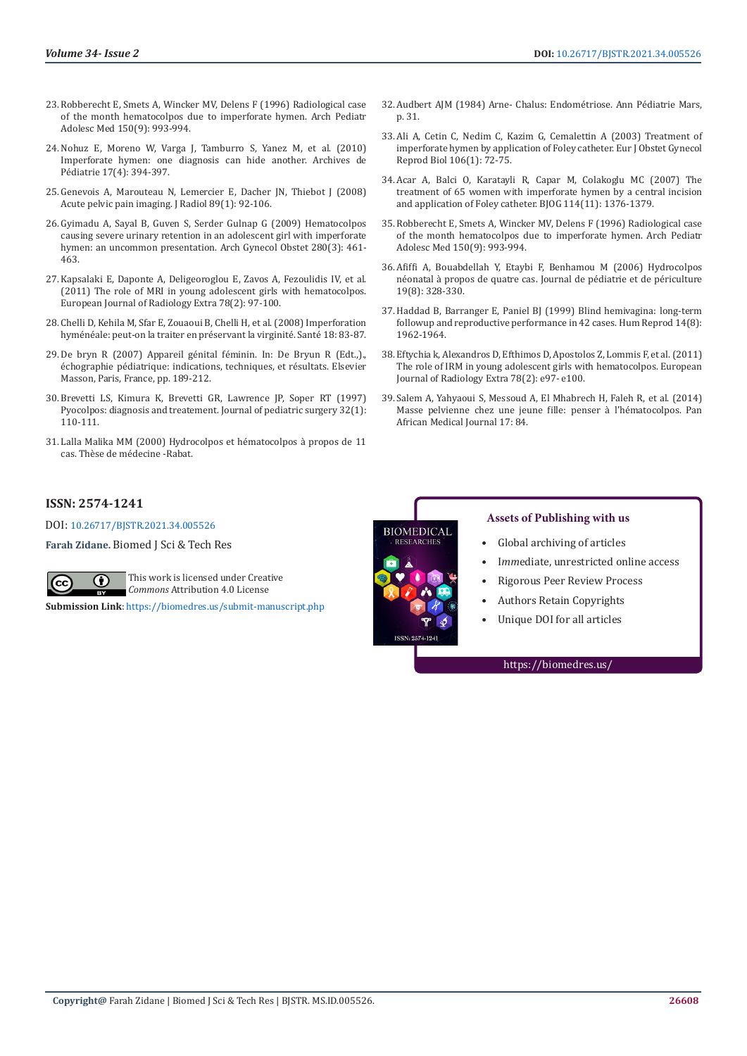23. Robberecht E, Smets A, Wincker MV, Delens F (1996) Radiological case of the month hematocolpos due to imperforate hymen. Arch Pediatr Adolesc Med 150(9): 993-994.

24. Nohuz E, Moreno W, Varga J, Tamburro S, Yanez M, et al. (2010) Imperforate hymen: one diagnosis can hide another. Archives de Pédiatrie 17(4): 394-397.

25. Genevois A, Marouteau N, Lemercier E, Dacher JN, Thiebot J (2008) Acute pelvic pain imaging. J Radiol 89(1): 92-106.

26. Gyimadu A, Sayal B, Guven S, Serder Gulnap G (2009) Hematocolpos causing severe urinary retention in an adolescent girl with imperforate hymen: an uncommon presentation. Arch Gynecol Obstet 280(3): 461-463.

27. Kapsalaki E, Daponte A, Deligeoroglou E, Zavos A, Fezoulidis IV, et al. (2011) The role of MRI in young adolescent girls with hematocolpos. European Journal of Radiology Extra 78(2): 97-100.

28. Chelli D, Kehila M, Sfar E, Zouaoui B, Chelli H, et al. (2008) Imperforation hyménéale: peut-on la traiter en préservant la virginité. Santé 18: 83-87.

29. De bryn R (2007) Appareil génital féminin. In: De Bryun R (Edt.,)., échographie pédiatrique: indications, techniques, et résultats. Elsevier Masson, Paris, France, pp. 189-212.

30. Brevetti LS, Kimura K, Brevetti GR, Lawrence JP, Soper RT (1997) Pyocolpos: diagnosis and treatement. Journal of pediatric surgery 32(1): 110-111.

31. Lalla Malika MM (2000) Hydrocolpos et hématocolpos à propos de 11 cas. Thèse de médecine -Rabat.

32. Audbert AJM (1984) Arne- Chalus: Endométriose. Ann Pédiatrie Mars, p. 31.

33. Ali A, Cetin C, Nedim C, Kazim G, Cemalettin A (2003) Treatment of imperforate hymen by application of Foley catheter. Eur J Obstet Gynecol Reprod Biol 106(1): 72-75.

34. Acar A, Balci O, Karatayli R, Capar M, Colakoglu MC (2007) The treatment of 65 women with imperforate hymen by a central incision and application of Foley catheter. BJOG 114(11): 1376-1379.

35. Robberecht E, Smets A, Wincker MV, Delens F (1996) Radiological case of the month hematocolpos due to imperforate hymen. Arch Pediatr Adolesc Med 150(9): 993-994.

36. Afiffi A, Bouabdellah Y, Etaybi F, Benhamou M (2006) Hydrocolpos néonatal à propos de quatre cas. Journal de pédiatrie et de périculture 19(8): 328-330.

37. Haddad B, Barranger E, Paniel BJ (1999) Blind hemivagina: long-term followup and reproductive performance in 42 cases. Hum Reprod 14(8): 1962-1964.

38. Eftychia k, Alexandros D, Efthimos D, Apostolos Z, Lommis F, et al. (2011) The role of IRM in young adolescent girls with hematocolpos. European Journal of Radiology Extra 78(2): e97- e100.

39. Salem A, Yahyaoui S, Messoud A, El Mhabrech H, Faleh R, et al. (2014) Masse pelvienne chez une jeune fille: penser à l'hématocolpos. Pan African Medical Journal 17: 84.

**ISSN: 2574-1241**

DOI: 10.26717/BJSTR.2021.34.005526

**Farah Zidane.** Biomed J Sci & Tech Res

This work is licensed under Creative *Commons* Attribution 4.0 License

**Submission Link**: https://biomedres.us/submit-manuscript.php

**Assets of Publishing with us**

- Global archiving of articles
- Immediate, unrestricted online access
- Rigorous Peer Review Process
- Authors Retain Copyrights
- Unique DOI for all articles

https://biomedres.us/